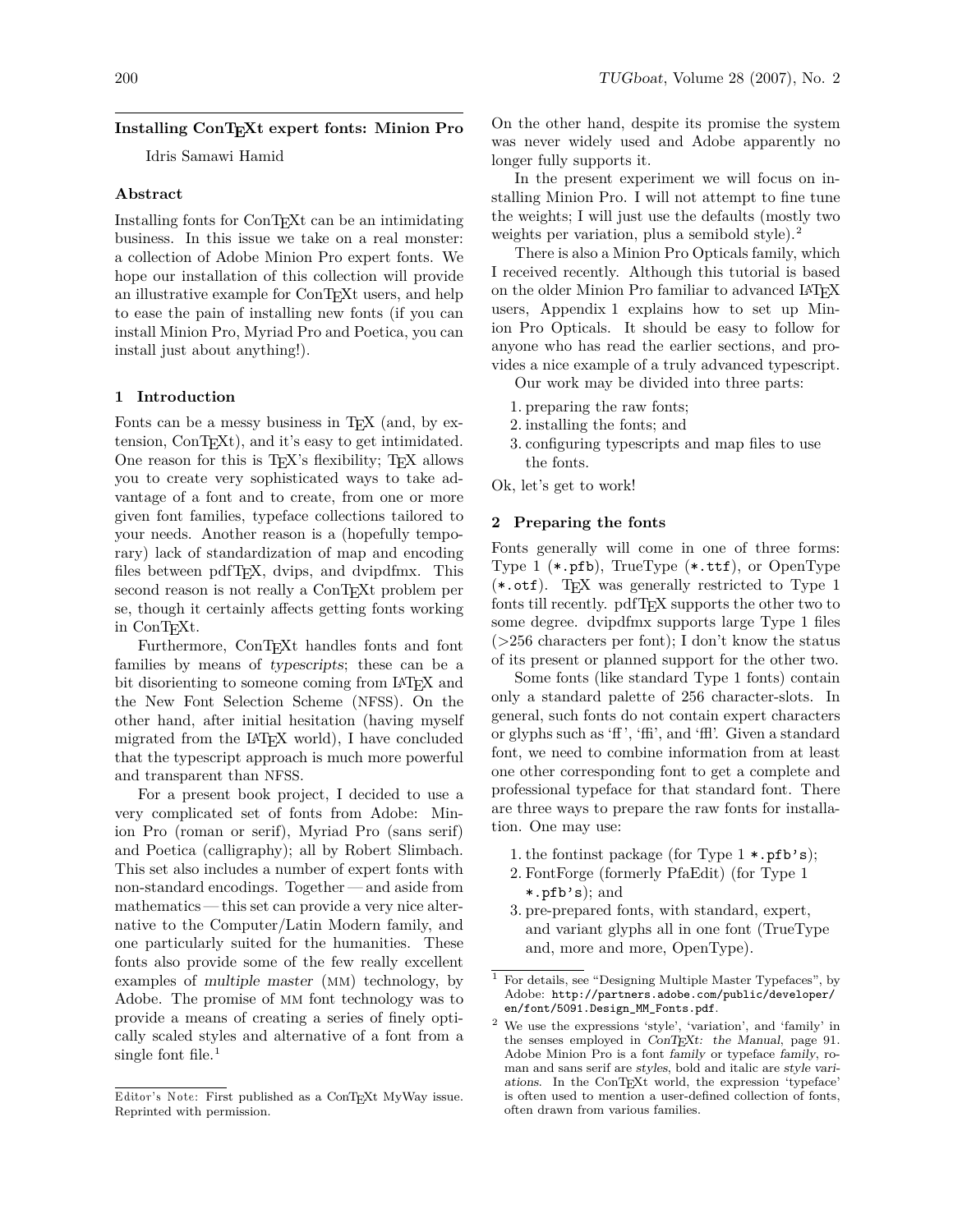## Installing ConTEXt expert fonts: Minion Pro

Idris Samawi Hamid

### Abstract

Installing fonts for ConTEXt can be an intimidating business. In this issue we take on a real monster: a collection of Adobe Minion Pro expert fonts. We hope our installation of this collection will provide an illustrative example for ConTEXt users, and help to ease the pain of installing new fonts (if you can install Minion Pro, Myriad Pro and Poetica, you can install just about anything!).

### 1 Introduction

Fonts can be a messy business in TEX (and, by extension, ConTEXt), and it's easy to get intimidated. One reason for this is TEX's flexibility; TEX allows you to create very sophisticated ways to take advantage of a font and to create, from one or more given font families, typeface collections tailored to your needs. Another reason is a (hopefully temporary) lack of standardization of map and encoding files between pdfTEX, dvips, and dvipdfmx. This second reason is not really a ConTEXt problem per se, though it certainly affects getting fonts working in ConTEXt.

Furthermore, ConTEXt handles fonts and font families by means of *typescripts*; these can be a bit disorienting to someone coming from LATEX and the New Font Selection Scheme (NFSS). On the other hand, after initial hesitation (having myself migrated from the LATEX world), I have concluded that the typescript approach is much more powerful and transparent than NFSS.

For a present book project, I decided to use a very complicated set of fonts from Adobe: Minion Pro (roman or serif), Myriad Pro (sans serif) and Poetica (calligraphy); all by Robert Slimbach. This set also includes a number of expert fonts with non-standard encodings. Together — and aside from mathematics — this set can provide a very nice alternative to the Computer/Latin Modern family, and one particularly suited for the humanities. These fonts also provide some of the few really excellent examples of *multiple master* (MM) technology, by Adobe. The promise of MM font technology was to provide a means of creating a series of finely optically scaled styles and alternative of a font from a single font file.[1] On the other hand, despite its promise the system was never widely used and Adobe apparently no longer fully supports it.

In the present experiment we will focus on installing Minion Pro. I will not attempt to fine tune the weights; I will just use the defaults (mostly two weights per variation, plus a semibold style).[2]

There is also a Minion Pro Opticals family, which I received recently. Although this tutorial is based on the older Minion Pro familiar to advanced LATEX users, Appendix 1 explains how to set up Minion Pro Opticals. It should be easy to follow for anyone who has read the earlier sections, and provides a nice example of a truly advanced typescript.

Our work may be divided into three parts:

1. preparing the raw fonts;
2. installing the fonts; and
3. configuring typescripts and map files to use the fonts.

Ok, let's get to work!

### 2 Preparing the fonts

Fonts generally will come in one of three forms: Type 1 (`*.pfb`), TrueType (`*.ttf`), or OpenType (`*.otf`). TEX was generally restricted to Type 1 fonts till recently. pdfTEX supports the other two to some degree. dvipdfmx supports large Type 1 files (>256 characters per font); I don't know the status of its present or planned support for the other two.

Some fonts (like standard Type 1 fonts) contain only a standard palette of 256 character-slots. In general, such fonts do not contain expert characters or glyphs such as 'ff', 'ffi', and 'ffl'. Given a standard font, we need to combine information from at least one other corresponding font to get a complete and professional typeface for that standard font. There are three ways to prepare the raw fonts for installation. One may use:

1. the fontinst package (for Type 1 `*.pfb's`);
2. FontForge (formerly PfaEdit) (for Type 1 `*.pfb's`); and
3. pre-prepared fonts, with standard, expert, and variant glyphs all in one font (TrueType and, more and more, OpenType).

---

Editor's Note: First published as a ConTEXt MyWay issue. Reprinted with permission.

[1] For details, see "Designing Multiple Master Typefaces", by Adobe: `http://partners.adobe.com/public/developer/en/font/5091.Design_MM_Fonts.pdf`.

[2] We use the expressions 'style', 'variation', and 'family' in the senses employed in *ConTEXt: the Manual*, page 91. Adobe Minion Pro is a font *family* or typeface *family*, roman and sans serif are *styles*, bold and italic are *style variations*. In the ConTEXt world, the expression 'typeface' is often used to mention a user-defined collection of fonts, often drawn from various families.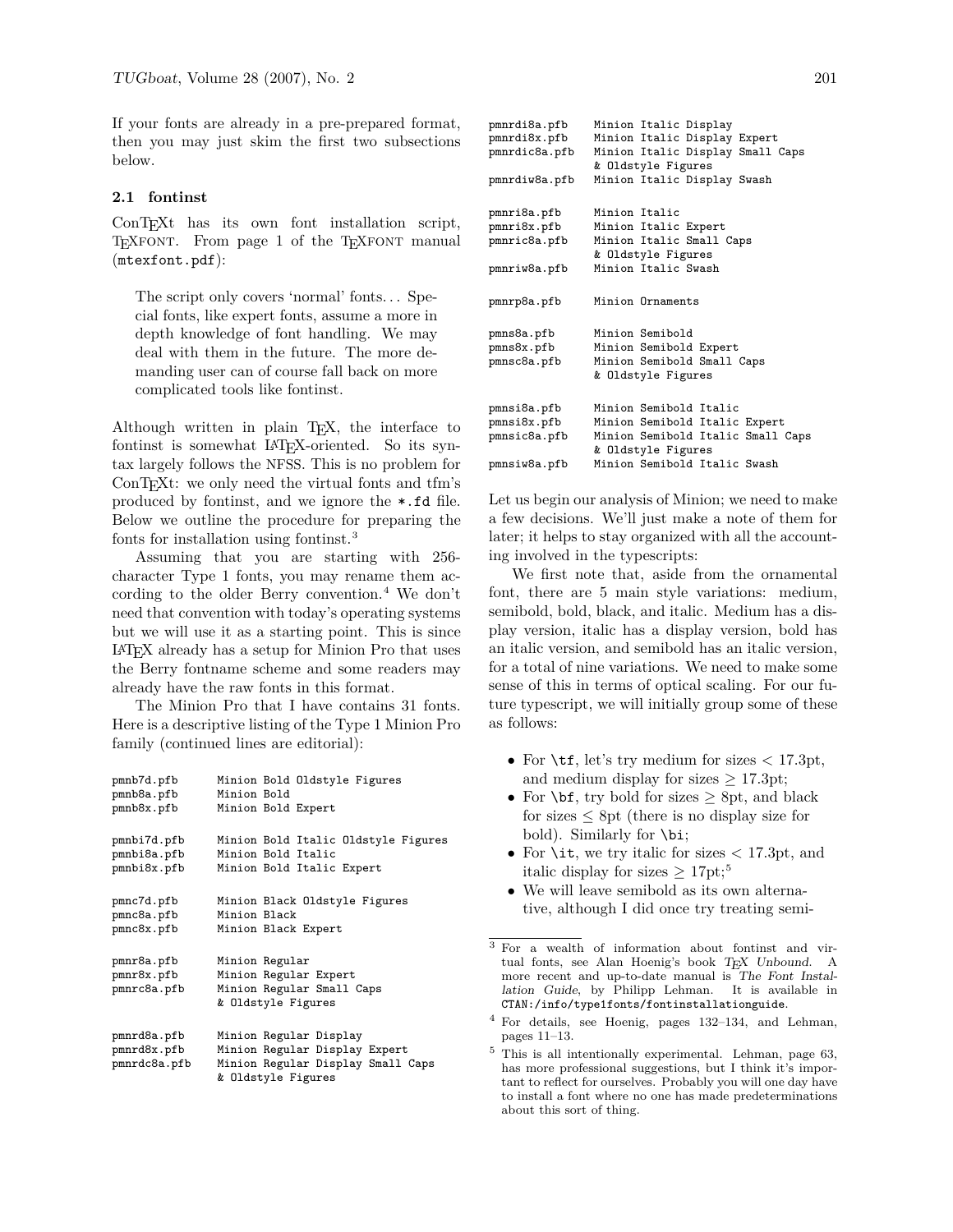If your fonts are already in a pre-prepared format, then you may just skim the first two subsections below.

### 2.1 fontinst

ConTEXt has its own font installation script, TEXFONT. From page 1 of the TEXFONT manual (`mtexfont.pdf`):

> The script only covers 'normal' fonts… Special fonts, like expert fonts, assume a more in depth knowledge of font handling. We may deal with them in the future. The more demanding user can of course fall back on more complicated tools like fontinst.

Although written in plain TEX, the interface to fontinst is somewhat LATEX-oriented. So its syntax largely follows the NFSS. This is no problem for ConTEXt: we only need the virtual fonts and tfm's produced by fontinst, and we ignore the *.fd file. Below we outline the procedure for preparing the fonts for installation using fontinst.[3]

Assuming that you are starting with 256-character Type 1 fonts, you may rename them according to the older Berry convention.[4] We don't need that convention with today's operating systems but we will use it as a starting point. This is since LATEX already has a setup for Minion Pro that uses the Berry fontname scheme and some readers may already have the raw fonts in this format.

The Minion Pro that I have contains 31 fonts. Here is a descriptive listing of the Type 1 Minion Pro family (continued lines are editorial):

```
pmnb7d.pfb     Minion Bold Oldstyle Figures
pmnb8a.pfb     Minion Bold
pmnb8x.pfb     Minion Bold Expert

pmnbi7d.pfb    Minion Bold Italic Oldstyle Figures
pmnbi8a.pfb    Minion Bold Italic
pmnbi8x.pfb    Minion Bold Italic Expert

pmnc7d.pfb     Minion Black Oldstyle Figures
pmnc8a.pfb     Minion Black
pmnc8x.pfb     Minion Black Expert

pmnr8a.pfb     Minion Regular
pmnr8x.pfb     Minion Regular Expert
pmnrc8a.pfb    Minion Regular Small Caps
               & Oldstyle Figures

pmnrd8a.pfb    Minion Regular Display
pmnrd8x.pfb    Minion Regular Display Expert
pmnrdc8a.pfb   Minion Regular Display Small Caps
               & Oldstyle Figures

pmnrdi8a.pfb   Minion Italic Display
pmnrdi8x.pfb   Minion Italic Display Expert
pmnrdic8a.pfb  Minion Italic Display Small Caps
               & Oldstyle Figures
pmnrdiw8a.pfb  Minion Italic Display Swash

pmnri8a.pfb    Minion Italic
pmnri8x.pfb    Minion Italic Expert
pmnric8a.pfb   Minion Italic Small Caps
               & Oldstyle Figures
pmnriw8a.pfb   Minion Italic Swash

pmnrp8a.pfb    Minion Ornaments

pmns8a.pfb     Minion Semibold
pmns8x.pfb     Minion Semibold Expert
pmnsc8a.pfb    Minion Semibold Small Caps
               & Oldstyle Figures

pmnsi8a.pfb    Minion Semibold Italic
pmnsi8x.pfb    Minion Semibold Italic Expert
pmnsic8a.pfb   Minion Semibold Italic Small Caps
               & Oldstyle Figures
pmnsiw8a.pfb   Minion Semibold Italic Swash
```

Let us begin our analysis of Minion; we need to make a few decisions. We'll just make a note of them for later; it helps to stay organized with all the accounting involved in the typescripts:

We first note that, aside from the ornamental font, there are 5 main style variations: medium, semibold, bold, black, and italic. Medium has a display version, italic has a display version, bold has an italic version, and semibold has an italic version, for a total of nine variations. We need to make some sense of this in terms of optical scaling. For our future typescript, we will initially group some of these as follows:

- For `\tf`, let's try medium for sizes $< 17.3$pt, and medium display for sizes $\geq 17.3$pt;
- For `\bf`, try bold for sizes $\geq 8$pt, and black for sizes $\leq 8$pt (there is no display size for bold). Similarly for `\bi`;
- For `\it`, we try italic for sizes $< 17.3$pt, and italic display for sizes $\geq 17$pt;[5]
- We will leave semibold as its own alternative, although I did once try treating semi-

---

[3] For a wealth of information about fontinst and virtual fonts, see Alan Hoenig's book *TEX Unbound*. A more recent and up-to-date manual is *The Font Installation Guide*, by Philipp Lehman. It is available in `CTAN:/info/type1fonts/fontinstallationguide`.

[4] For details, see Hoenig, pages 132–134, and Lehman, pages 11–13.

[5] This is all intentionally experimental. Lehman, page 63, has more professional suggestions, but I think it's important to reflect for ourselves. Probably you will one day have to install a font where no one has made predeterminations about this sort of thing.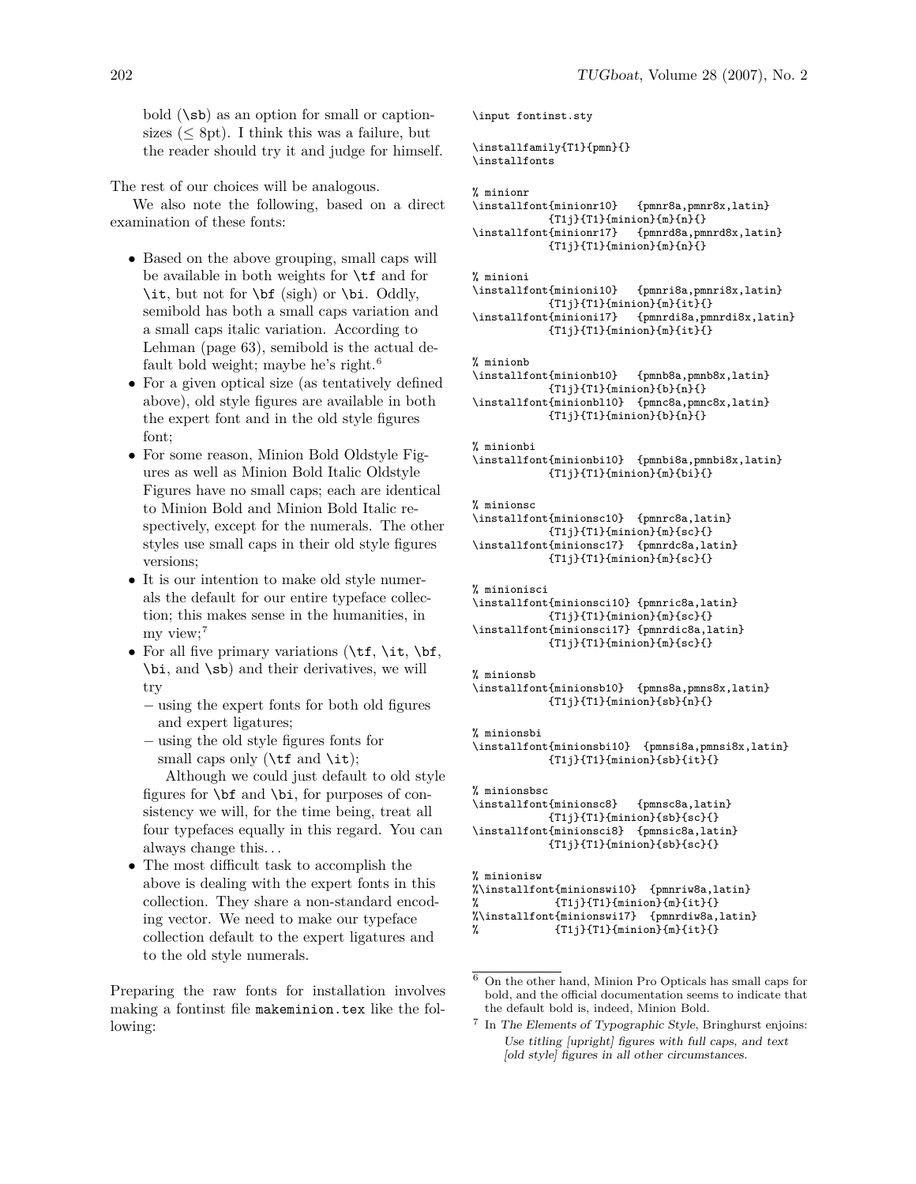bold (\sb) as an option for small or caption-sizes (≤ 8pt). I think this was a failure, but the reader should try it and judge for himself.

The rest of our choices will be analogous.

We also note the following, based on a direct examination of these fonts:

- Based on the above grouping, small caps will be available in both weights for \tf and for \it, but not for \bf (sigh) or \bi. Oddly, semibold has both a small caps variation and a small caps italic variation. According to Lehman (page 63), semibold is the actual default bold weight; maybe he's right.[6]
- For a given optical size (as tentatively defined above), old style figures are available in both the expert font and in the old style figures font;
- For some reason, Minion Bold Oldstyle Figures as well as Minion Bold Italic Oldstyle Figures have no small caps; each are identical to Minion Bold and Minion Bold Italic respectively, except for the numerals. The other styles use small caps in their old style figures versions;
- It is our intention to make old style numerals the default for our entire typeface collection; this makes sense in the humanities, in my view;[7]
- For all five primary variations (\tf, \it, \bf, \bi, and \sb) and their derivatives, we will try
  - using the expert fonts for both old figures and expert ligatures;
  - using the old style figures fonts for small caps only (\tf and \it);

  Although we could just default to old style figures for \bf and \bi, for purposes of consistency we will, for the time being, treat all four typefaces equally in this regard. You can always change this…
- The most difficult task to accomplish the above is dealing with the expert fonts in this collection. They share a non-standard encoding vector. We need to make our typeface collection default to the expert ligatures and to the old style numerals.

Preparing the raw fonts for installation involves making a fontinst file `makeminion.tex` like the following:

```
\input fontinst.sty

\installfamily{T1}{pmn}{}
\installfonts

% minionr
\installfont{minionr10}   {pmnr8a,pmnr8x,latin}
           {T1j}{T1}{minion}{m}{n}{}
\installfont{minionr17}   {pmnrd8a,pmnrd8x,latin}
           {T1j}{T1}{minion}{m}{n}{}

% minioni
\installfont{minioni10}   {pmnri8a,pmnri8x,latin}
           {T1j}{T1}{minion}{m}{it}{}
\installfont{minioni17}   {pmnrdi8a,pmnrdi8x,latin}
           {T1j}{T1}{minion}{m}{it}{}

% minionb
\installfont{minionb10}   {pmnb8a,pmnb8x,latin}
           {T1j}{T1}{minion}{b}{n}{}
\installfont{minionbl10}  {pmnc8a,pmnc8x,latin}
           {T1j}{T1}{minion}{b}{n}{}

% minionbi
\installfont{minionbi10}  {pmnbi8a,pmnbi8x,latin}
           {T1j}{T1}{minion}{m}{bi}{}

% minionsc
\installfont{minionsc10}  {pmnrc8a,latin}
           {T1j}{T1}{minion}{m}{sc}{}
\installfont{minionsc17}  {pmnrdc8a,latin}
           {T1j}{T1}{minion}{m}{sc}{}

% minionisci
\installfont{minionsci10} {pmnric8a,latin}
           {T1j}{T1}{minion}{m}{sc}{}
\installfont{minionsci17} {pmnrdic8a,latin}
           {T1j}{T1}{minion}{m}{sc}{}

% minionsb
\installfont{minionsb10}  {pmns8a,pmns8x,latin}
           {T1j}{T1}{minion}{sb}{n}{}

% minionsbi
\installfont{minionsbi10}  {pmnsi8a,pmnsi8x,latin}
           {T1j}{T1}{minion}{sb}{it}{}

% minionsbsc
\installfont{minionsc8}   {pmnsc8a,latin}
           {T1j}{T1}{minion}{sb}{sc}{}
\installfont{minionsci8}  {pmnsic8a,latin}
           {T1j}{T1}{minion}{sb}{sc}{}

% minionisw
%\installfont{minionswi10}  {pmnriw8a,latin}
%            {T1j}{T1}{minion}{m}{it}{}
%\installfont{minionswi17}  {pmnrdiw8a,latin}
%            {T1j}{T1}{minion}{m}{it}{}
```

[6] On the other hand, Minion Pro Opticals has small caps for bold, and the official documentation seems to indicate that the default bold is, indeed, Minion Bold.

[7] In *The Elements of Typographic Style*, Bringhurst enjoins: *Use titling [upright] figures with full caps, and text [old style] figures in all other circumstances.*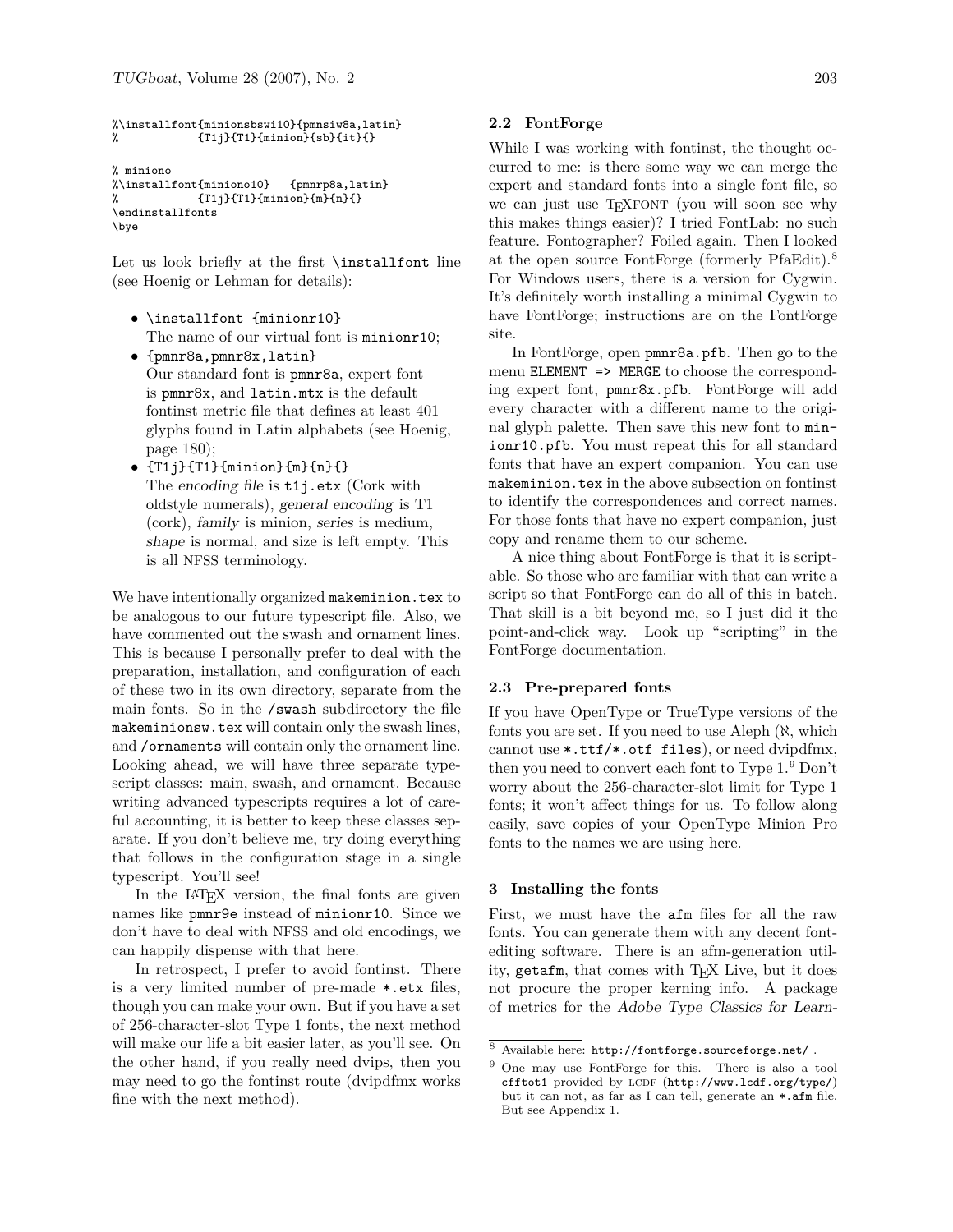```
%\installfont{minionsbswi10}{pmnsiw8a,latin}
%            {T1j}{T1}{minion}{sb}{it}{}

% miniono
%\installfont{miniono10}   {pmnrp8a,latin}
%            {T1j}{T1}{minion}{m}{n}{}
\endinstallfonts
\bye
```

Let us look briefly at the first `\installfont` line (see Hoenig or Lehman for details):

- `\installfont {minionr10}`
  The name of our virtual font is `minionr10`;
- `{pmnr8a,pmnr8x,latin}`
  Our standard font is `pmnr8a`, expert font is `pmnr8x`, and `latin.mtx` is the default fontinst metric file that defines at least 401 glyphs found in Latin alphabets (see Hoenig, page 180);
- `{T1j}{T1}{minion}{m}{n}{}`
  The *encoding file* is `t1j.etx` (Cork with oldstyle numerals), *general encoding* is T1 (cork), *family* is minion, *series* is medium, *shape* is normal, and size is left empty. This is all NFSS terminology.

We have intentionally organized `makeminion.tex` to be analogous to our future typescript file. Also, we have commented out the swash and ornament lines. This is because I personally prefer to deal with the preparation, installation, and configuration of each of these two in its own directory, separate from the main fonts. So in the `/swash` subdirectory the file `makeminionsw.tex` will contain only the swash lines, and `/ornaments` will contain only the ornament line. Looking ahead, we will have three separate typescript classes: main, swash, and ornament. Because writing advanced typescripts requires a lot of careful accounting, it is better to keep these classes separate. If you don't believe me, try doing everything that follows in the configuration stage in a single typescript. You'll see!

In the LaTeX version, the final fonts are given names like `pmnr9e` instead of `minionr10`. Since we don't have to deal with NFSS and old encodings, we can happily dispense with that here.

In retrospect, I prefer to avoid fontinst. There is a very limited number of pre-made `*.etx` files, though you can make your own. But if you have a set of 256-character-slot Type 1 fonts, the next method will make our life a bit easier later, as you'll see. On the other hand, if you really need dvips, then you may need to go the fontinst route (dvipdfmx works fine with the next method).

## 2.2 FontForge

While I was working with fontinst, the thought occurred to me: is there some way we can merge the expert and standard fonts into a single font file, so we can just use TeXFONT (you will soon see why this makes things easier)? I tried FontLab: no such feature. Fontographer? Foiled again. Then I looked at the open source FontForge (formerly PfaEdit).[8] For Windows users, there is a version for Cygwin. It's definitely worth installing a minimal Cygwin to have FontForge; instructions are on the FontForge site.

In FontForge, open `pmnr8a.pfb`. Then go to the menu `ELEMENT => MERGE` to choose the corresponding expert font, `pmnr8x.pfb`. FontForge will add every character with a different name to the original glyph palette. Then save this new font to `minionr10.pfb`. You must repeat this for all standard fonts that have an expert companion. You can use `makeminion.tex` in the above subsection on fontinst to identify the correspondences and correct names. For those fonts that have no expert companion, just copy and rename them to our scheme.

A nice thing about FontForge is that it is scriptable. So those who are familiar with that can write a script so that FontForge can do all of this in batch. That skill is a bit beyond me, so I just did it the point-and-click way. Look up "scripting" in the FontForge documentation.

## 2.3 Pre-prepared fonts

If you have OpenType or TrueType versions of the fonts you are set. If you need to use Aleph (ℵ, which cannot use `*.ttf/*.otf files`), or need dvipdfmx, then you need to convert each font to Type 1.[9] Don't worry about the 256-character-slot limit for Type 1 fonts; it won't affect things for us. To follow along easily, save copies of your OpenType Minion Pro fonts to the names we are using here.

# 3 Installing the fonts

First, we must have the `afm` files for all the raw fonts. You can generate them with any decent font-editing software. There is an afm-generation utility, `getafm`, that comes with TeX Live, but it does not procure the proper kerning info. A package of metrics for the *Adobe Type Classics for Learn-*

---

[8] Available here: `http://fontforge.sourceforge.net/` .

[9] One may use FontForge for this. There is also a tool `cfftot1` provided by LCDF (`http://www.lcdf.org/type/`) but it can not, as far as I can tell, generate an `*.afm` file. But see Appendix 1.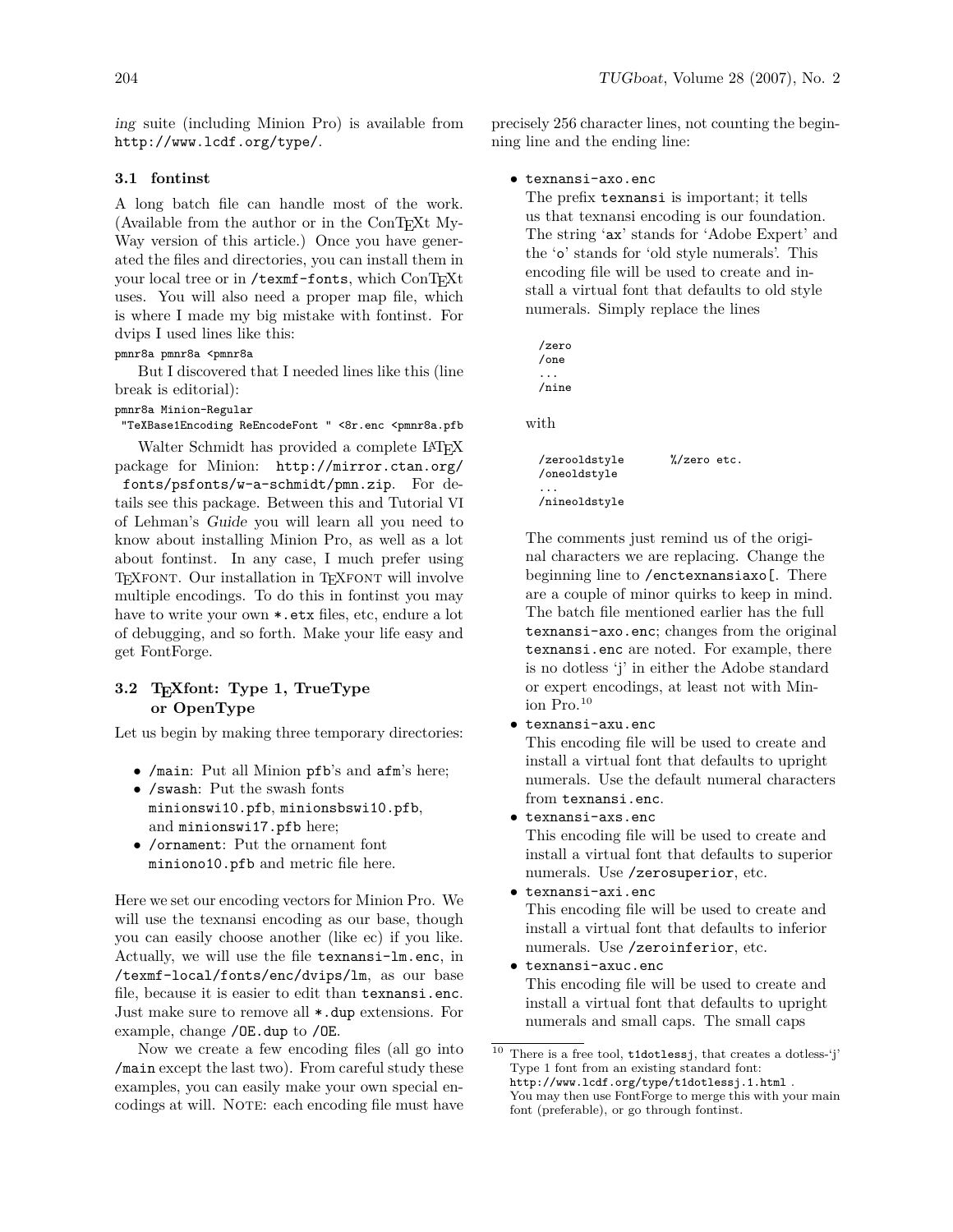*ing* suite (including Minion Pro) is available from `http://www.lcdf.org/type/`.

### 3.1 fontinst

A long batch file can handle most of the work. (Available from the author or in the ConTEXt My-Way version of this article.) Once you have generated the files and directories, you can install them in your local tree or in `/texmf-fonts`, which ConTEXt uses. You will also need a proper map file, which is where I made my big mistake with fontinst. For dvips I used lines like this:

```
pmnr8a pmnr8a <pmnr8a
```

But I discovered that I needed lines like this (line break is editorial):

```
pmnr8a Minion-Regular
 "TeXBase1Encoding ReEncodeFont " <8r.enc <pmnr8a.pfb
```

Walter Schmidt has provided a complete LaTeX package for Minion: `http://mirror.ctan.org/fonts/psfonts/w-a-schmidt/pmn.zip`. For details see this package. Between this and Tutorial VI of Lehman's *Guide* you will learn all you need to know about installing Minion Pro, as well as a lot about fontinst. In any case, I much prefer using TEXFONT. Our installation in TEXFONT will involve multiple encodings. To do this in fontinst you may have to write your own `*.etx` files, etc, endure a lot of debugging, and so forth. Make your life easy and get FontForge.

### 3.2 TEXfont: Type 1, TrueType or OpenType

Let us begin by making three temporary directories:

- `/main`: Put all Minion `pfb`'s and `afm`'s here;
- `/swash`: Put the swash fonts `minionswi10.pfb`, `minionsbswi10.pfb`, and `minionswi17.pfb` here;
- `/ornament`: Put the ornament font `miniono10.pfb` and metric file here.

Here we set our encoding vectors for Minion Pro. We will use the texnansi encoding as our base, though you can easily choose another (like ec) if you like. Actually, we will use the file `texnansi-lm.enc`, in `/texmf-local/fonts/enc/dvips/lm`, as our base file, because it is easier to edit than `texnansi.enc`. Just make sure to remove all `*.dup` extensions. For example, change `/OE.dup` to `/OE`.

Now we create a few encoding files (all go into `/main` except the last two). From careful study these examples, you can easily make your own special encodings at will. NOTE: each encoding file must have precisely 256 character lines, not counting the beginning line and the ending line:

- `texnansi-axo.enc`
  The prefix `texnansi` is important; it tells us that texnansi encoding is our foundation. The string '`ax`' stands for 'Adobe Expert' and the '`o`' stands for 'old style numerals'. This encoding file will be used to create and install a virtual font that defaults to old style numerals. Simply replace the lines

  ```
  /zero
  /one
  ...
  /nine
  ```

  with

  ```
  /zerooldstyle       %/zero etc.
  /oneoldstyle
  ...
  /nineoldstyle
  ```

  The comments just remind us of the original characters we are replacing. Change the beginning line to `/enctexnansiaxo[`. There are a couple of minor quirks to keep in mind. The batch file mentioned earlier has the full `texnansi-axo.enc`; changes from the original `texnansi.enc` are noted. For example, there is no dotless 'j' in either the Adobe standard or expert encodings, at least not with Minion Pro.[10]
- `texnansi-axu.enc`
  This encoding file will be used to create and install a virtual font that defaults to upright numerals. Use the default numeral characters from `texnansi.enc`.
- `texnansi-axs.enc`
  This encoding file will be used to create and install a virtual font that defaults to superior numerals. Use `/zerosuperior`, etc.
- `texnansi-axi.enc`
  This encoding file will be used to create and install a virtual font that defaults to inferior numerals. Use `/zeroinferior`, etc.
- `texnansi-axuc.enc`
  This encoding file will be used to create and install a virtual font that defaults to upright numerals and small caps. The small caps

[10] There is a free tool, `t1dotlessj`, that creates a dotless-'j' Type 1 font from an existing standard font: `http://www.lcdf.org/type/t1dotlessj.1.html`. You may then use FontForge to merge this with your main font (preferable), or go through fontinst.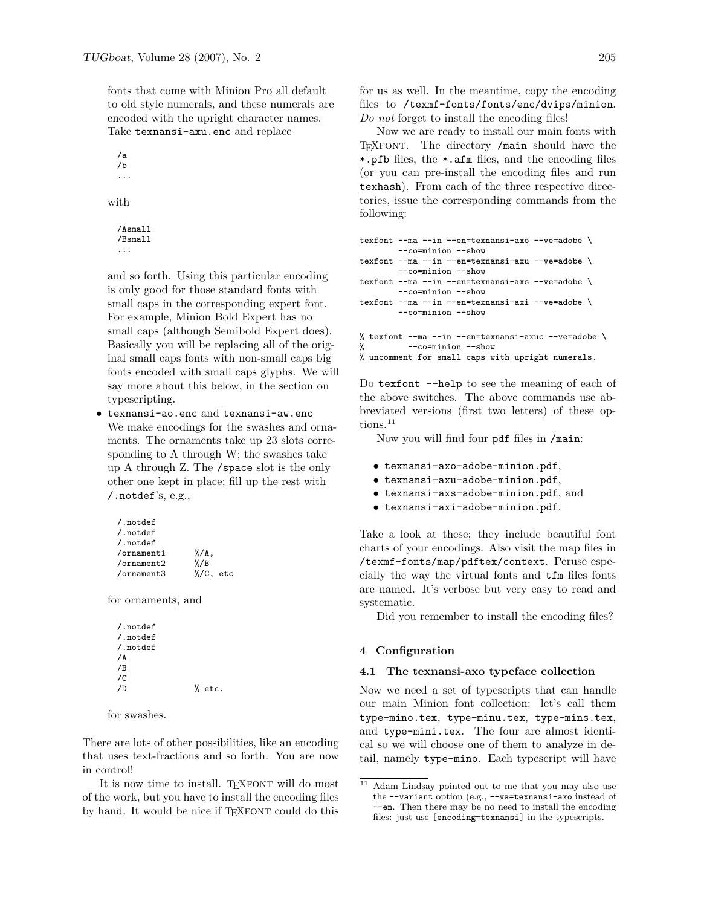fonts that come with Minion Pro all default to old style numerals, and these numerals are encoded with the upright character names. Take `texnansi-axu.enc` and replace

```
/a
/b
...
```

with

```
/Asmall
/Bsmall
...
```

and so forth. Using this particular encoding is only good for those standard fonts with small caps in the corresponding expert font. For example, Minion Bold Expert has no small caps (although Semibold Expert does). Basically you will be replacing all of the original small caps fonts with non-small caps big fonts encoded with small caps glyphs. We will say more about this below, in the section on typescripting.

- `texnansi-ao.enc` and `texnansi-aw.enc` We make encodings for the swashes and ornaments. The ornaments take up 23 slots corresponding to A through W; the swashes take up A through Z. The `/space` slot is the only other one kept in place; fill up the rest with `/.notdef`'s, e.g.,

```
/.notdef
/.notdef
/.notdef
/ornament1      %/A,
/ornament2      %/B
/ornament3      %/C, etc
```

for ornaments, and

```
/.notdef
/.notdef
/.notdef
/A
/B
/C
/D              % etc.
```

for swashes.

There are lots of other possibilities, like an encoding that uses text-fractions and so forth. You are now in control!

It is now time to install. TEXFONT will do most of the work, but you have to install the encoding files by hand. It would be nice if TEXFONT could do this for us as well. In the meantime, copy the encoding files to `/texmf-fonts/fonts/enc/dvips/minion`. *Do not* forget to install the encoding files!

Now we are ready to install our main fonts with TEXFONT. The directory `/main` should have the `*.pfb` files, the `*.afm` files, and the encoding files (or you can pre-install the encoding files and run `texhash`). From each of the three respective directories, issue the corresponding commands from the following:

```
texfont --ma --in --en=texnansi-axo --ve=adobe \
        --co=minion --show
texfont --ma --in --en=texnansi-axu --ve=adobe \
        --co=minion --show
texfont --ma --in --en=texnansi-axs --ve=adobe \
        --co=minion --show
texfont --ma --in --en=texnansi-axi --ve=adobe \
        --co=minion --show

% texfont --ma --in --en=texnansi-axuc --ve=adobe \
%         --co=minion --show
% uncomment for small caps with upright numerals.
```

Do `texfont --help` to see the meaning of each of the above switches. The above commands use abbreviated versions (first two letters) of these options.[11]

Now you will find four `pdf` files in `/main`:

- `texnansi-axo-adobe-minion.pdf`,
- `texnansi-axu-adobe-minion.pdf`,
- `texnansi-axs-adobe-minion.pdf`, and
- `texnansi-axi-adobe-minion.pdf`.

Take a look at these; they include beautiful font charts of your encodings. Also visit the map files in `/texmf-fonts/map/pdftex/context`. Peruse especially the way the virtual fonts and `tfm` files fonts are named. It's verbose but very easy to read and systematic.

Did you remember to install the encoding files?

## 4 Configuration

### 4.1 The texnansi-axo typeface collection

Now we need a set of typescripts that can handle our main Minion font collection: let's call them `type-mino.tex`, `type-minu.tex`, `type-mins.tex`, and `type-mini.tex`. The four are almost identical so we will choose one of them to analyze in detail, namely `type-mino`. Each typescript will have

---

[11] Adam Lindsay pointed out to me that you may also use the `--variant` option (e.g., `--va=texnansi-axo` instead of `--en`. Then there may be no need to install the encoding files: just use `[encoding=texnansi]` in the typescripts.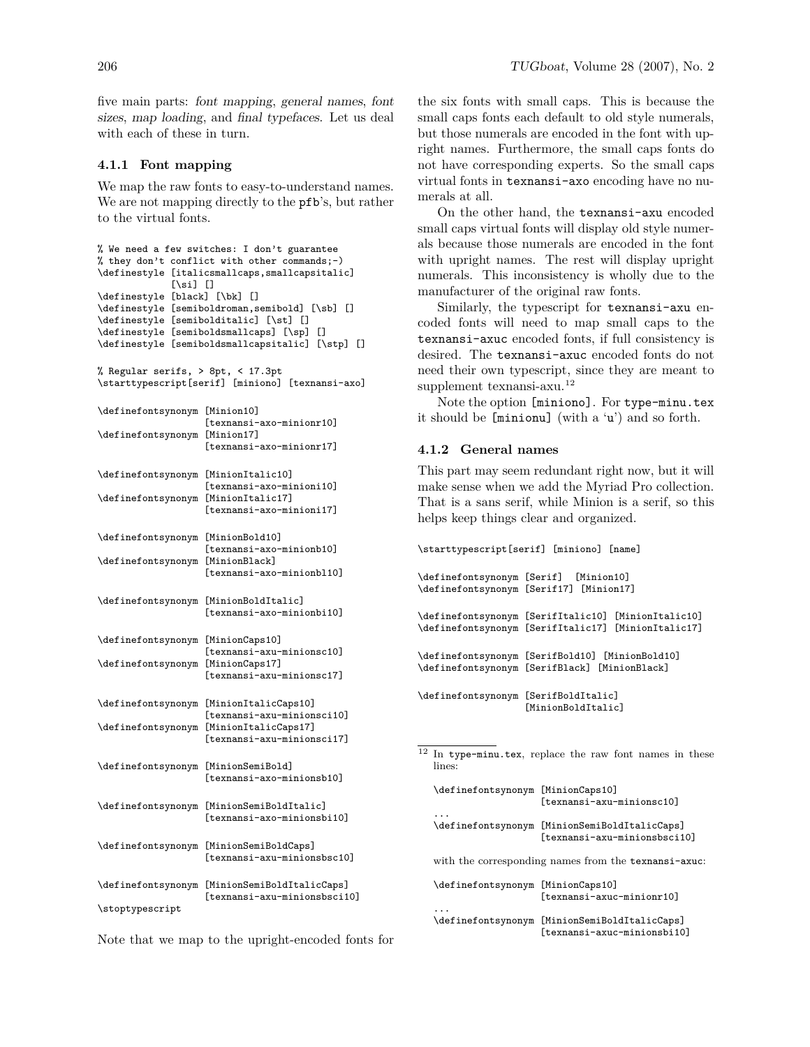five main parts: *font mapping*, *general names*, *font sizes*, *map loading*, and *final typefaces*. Let us deal with each of these in turn.

### 4.1.1 Font mapping

We map the raw fonts to easy-to-understand names. We are not mapping directly to the pfb's, but rather to the virtual fonts.

```
% We need a few switches: I don't guarantee
% they don't conflict with other commands;-)
\definestyle [italicsmallcaps,smallcapsitalic]
           [\si] []
\definestyle [black] [\bk] []
\definestyle [semiboldroman,semibold] [\sb] []
\definestyle [semibolditalic] [\st] []
\definestyle [semiboldsmallcaps] [\sp] []
\definestyle [semiboldsmallcapsitalic] [\stp] []

% Regular serifs, > 8pt, < 17.3pt
\starttypescript[serif] [miniono] [texnansi-axo]

\definefontsynonym [Minion10]
                   [texnansi-axo-minionr10]
\definefontsynonym [Minion17]
                   [texnansi-axo-minionr17]

\definefontsynonym [MinionItalic10]
                   [texnansi-axo-minioni10]
\definefontsynonym [MinionItalic17]
                   [texnansi-axo-minioni17]

\definefontsynonym [MinionBold10]
                   [texnansi-axo-minionb10]
\definefontsynonym [MinionBlack]
                   [texnansi-axo-minionbl10]

\definefontsynonym [MinionBoldItalic]
                   [texnansi-axo-minionbi10]

\definefontsynonym [MinionCaps10]
                   [texnansi-axu-minionsc10]
\definefontsynonym [MinionCaps17]
                   [texnansi-axu-minionsc17]

\definefontsynonym [MinionItalicCaps10]
                   [texnansi-axu-minionsci10]
\definefontsynonym [MinionItalicCaps17]
                   [texnansi-axu-minionsci17]

\definefontsynonym [MinionSemiBold]
                   [texnansi-axo-minionsb10]

\definefontsynonym [MinionSemiBoldItalic]
                   [texnansi-axo-minionsbi10]

\definefontsynonym [MinionSemiBoldCaps]
                   [texnansi-axu-minionsbsc10]

\definefontsynonym [MinionSemiBoldItalicCaps]
                   [texnansi-axu-minionsbsci10]
\stoptypescript
```

Note that we map to the upright-encoded fonts for the six fonts with small caps. This is because the small caps fonts each default to old style numerals, but those numerals are encoded in the font with upright names. Furthermore, the small caps fonts do not have corresponding experts. So the small caps virtual fonts in texnansi-axo encoding have no numerals at all.

On the other hand, the texnansi-axu encoded small caps virtual fonts will display old style numerals because those numerals are encoded in the font with upright names. The rest will display upright numerals. This inconsistency is wholly due to the manufacturer of the original raw fonts.

Similarly, the typescript for texnansi-axu encoded fonts will need to map small caps to the texnansi-axuc encoded fonts, if full consistency is desired. The texnansi-axuc encoded fonts do not need their own typescript, since they are meant to supplement texnansi-axu.[12]

Note the option [miniono]. For type-minu.tex it should be [minionu] (with a 'u') and so forth.

### 4.1.2 General names

This part may seem redundant right now, but it will make sense when we add the Myriad Pro collection. That is a sans serif, while Minion is a serif, so this helps keep things clear and organized.

```
\starttypescript[serif] [miniono] [name]

\definefontsynonym [Serif]  [Minion10]
\definefontsynonym [Serif17] [Minion17]

\definefontsynonym [SerifItalic10] [MinionItalic10]
\definefontsynonym [SerifItalic17] [MinionItalic17]

\definefontsynonym [SerifBold10] [MinionBold10]
\definefontsynonym [SerifBlack] [MinionBlack]

\definefontsynonym [SerifBoldItalic]
                   [MinionBoldItalic]
```

[12] In type-minu.tex, replace the raw font names in these lines:

```
\definefontsynonym [MinionCaps10]
                   [texnansi-axu-minionsc10]
...
\definefontsynonym [MinionSemiBoldItalicCaps]
                   [texnansi-axu-minionsbsci10]
```

with the corresponding names from the texnansi-axuc:

```
\definefontsynonym [MinionCaps10]
                   [texnansi-axuc-minionr10]
...
\definefontsynonym [MinionSemiBoldItalicCaps]
                   [texnansi-axuc-minionsbi10]
```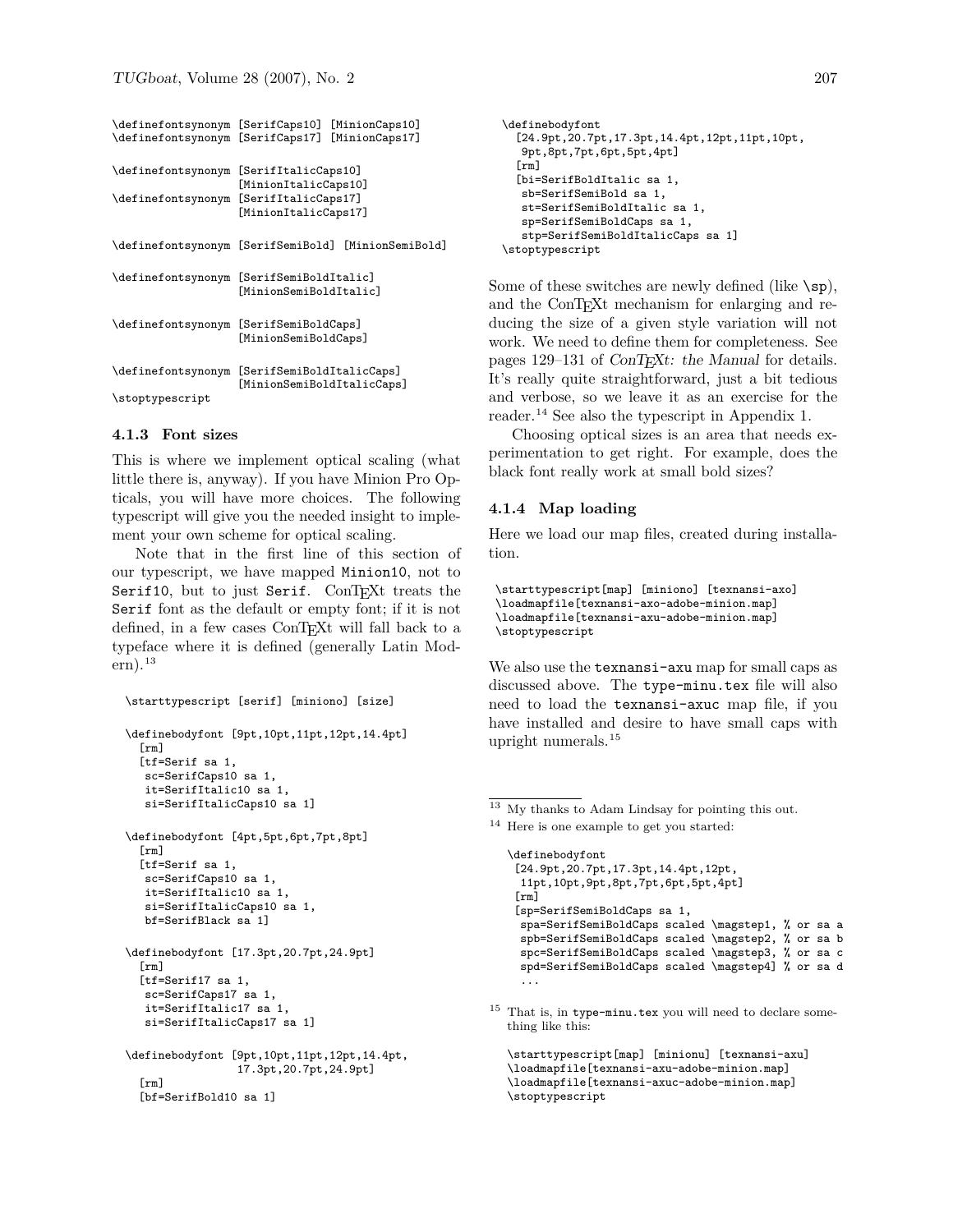```
\definefontsynonym [SerifCaps10] [MinionCaps10]
\definefontsynonym [SerifCaps17] [MinionCaps17]

\definefontsynonym [SerifItalicCaps10]
                   [MinionItalicCaps10]
\definefontsynonym [SerifItalicCaps17]
                   [MinionItalicCaps17]

\definefontsynonym [SerifSemiBold] [MinionSemiBold]

\definefontsynonym [SerifSemiBoldItalic]
                   [MinionSemiBoldItalic]

\definefontsynonym [SerifSemiBoldCaps]
                   [MinionSemiBoldCaps]

\definefontsynonym [SerifSemiBoldItalicCaps]
                   [MinionSemiBoldItalicCaps]
\stoptypescript
```

### 4.1.3 Font sizes

This is where we implement optical scaling (what little there is, anyway). If you have Minion Pro Opticals, you will have more choices. The following typescript will give you the needed insight to implement your own scheme for optical scaling.

Note that in the first line of this section of our typescript, we have mapped `Minion10`, not to `Serif10`, but to just `Serif`. ConTEXt treats the `Serif` font as the default or empty font; if it is not defined, in a few cases ConTEXt will fall back to a typeface where it is defined (generally Latin Modern).[13]

```
\starttypescript [serif] [miniono] [size]

\definebodyfont [9pt,10pt,11pt,12pt,14.4pt]
  [rm]
  [tf=Serif sa 1,
   sc=SerifCaps10 sa 1,
   it=SerifItalic10 sa 1,
   si=SerifItalicCaps10 sa 1]

\definebodyfont [4pt,5pt,6pt,7pt,8pt]
  [rm]
  [tf=Serif sa 1,
   sc=SerifCaps10 sa 1,
   it=SerifItalic10 sa 1,
   si=SerifItalicCaps10 sa 1,
   bf=SerifBlack sa 1]

\definebodyfont [17.3pt,20.7pt,24.9pt]
  [rm]
  [tf=Serif17 sa 1,
   sc=SerifCaps17 sa 1,
   it=SerifItalic17 sa 1,
   si=SerifItalicCaps17 sa 1]

\definebodyfont [9pt,10pt,11pt,12pt,14.4pt,
                17.3pt,20.7pt,24.9pt]
  [rm]
  [bf=SerifBold10 sa 1]

\definebodyfont
  [24.9pt,20.7pt,17.3pt,14.4pt,12pt,11pt,10pt,
   9pt,8pt,7pt,6pt,5pt,4pt]
  [rm]
  [bi=SerifBoldItalic sa 1,
   sb=SerifSemiBold sa 1,
   st=SerifSemiBoldItalic sa 1,
   sp=SerifSemiBoldCaps sa 1,
   stp=SerifSemiBoldItalicCaps sa 1]
\stoptypescript
```

Some of these switches are newly defined (like `\sp`), and the ConTEXt mechanism for enlarging and reducing the size of a given style variation will not work. We need to define them for completeness. See pages 129–131 of *ConTEXt: the Manual* for details. It's really quite straightforward, just a bit tedious and verbose, so we leave it as an exercise for the reader.[14] See also the typescript in Appendix 1.

Choosing optical sizes is an area that needs experimentation to get right. For example, does the black font really work at small bold sizes?

### 4.1.4 Map loading

Here we load our map files, created during installation.

```
\starttypescript[map] [miniono] [texnansi-axo]
\loadmapfile[texnansi-axo-adobe-minion.map]
\loadmapfile[texnansi-axu-adobe-minion.map]
\stoptypescript
```

We also use the `texnansi-axu` map for small caps as discussed above. The `type-minu.tex` file will also need to load the `texnansi-axuc` map file, if you have installed and desire to have small caps with upright numerals.[15]

---

[13] My thanks to Adam Lindsay for pointing this out.

[14] Here is one example to get you started:

```
\definebodyfont
 [24.9pt,20.7pt,17.3pt,14.4pt,12pt,
  11pt,10pt,9pt,8pt,7pt,6pt,5pt,4pt]
 [rm]
 [sp=SerifSemiBoldCaps sa 1,
  spa=SerifSemiBoldCaps scaled \magstep1, % or sa a
  spb=SerifSemiBoldCaps scaled \magstep2, % or sa b
  spc=SerifSemiBoldCaps scaled \magstep3, % or sa c
  spd=SerifSemiBoldCaps scaled \magstep4] % or sa d
  ...
```

[15] That is, in `type-minu.tex` you will need to declare something like this:

```
\starttypescript[map] [minionu] [texnansi-axu]
\loadmapfile[texnansi-axu-adobe-minion.map]
\loadmapfile[texnansi-axuc-adobe-minion.map]
\stoptypescript
```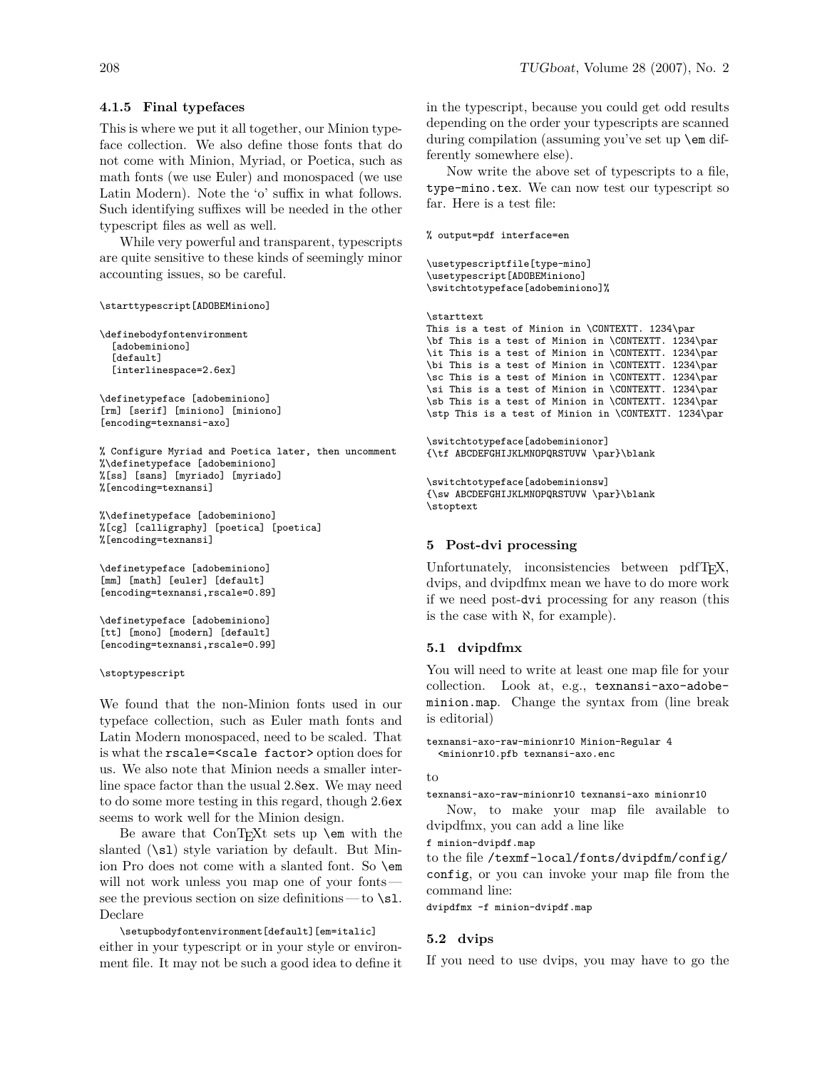#### 4.1.5 Final typefaces

This is where we put it all together, our Minion typeface collection. We also define those fonts that do not come with Minion, Myriad, or Poetica, such as math fonts (we use Euler) and monospaced (we use Latin Modern). Note the 'o' suffix in what follows. Such identifying suffixes will be needed in the other typescript files as well as well.

While very powerful and transparent, typescripts are quite sensitive to these kinds of seemingly minor accounting issues, so be careful.

```
\starttypescript[ADOBEMiniono]

\definebodyfontenvironment
  [adobeminiono]
  [default]
  [interlinespace=2.6ex]

\definetypeface [adobeminiono]
[rm] [serif] [miniono] [miniono]
[encoding=texnansi-axo]

% Configure Myriad and Poetica later, then uncomment
%\definetypeface [adobeminiono]
%[ss] [sans] [myriado] [myriado]
%[encoding=texnansi]

%\definetypeface [adobeminiono]
%[cg] [calligraphy] [poetica] [poetica]
%[encoding=texnansi]

\definetypeface [adobeminiono]
[mm] [math] [euler] [default]
[encoding=texnansi,rscale=0.89]

\definetypeface [adobeminiono]
[tt] [mono] [modern] [default]
[encoding=texnansi,rscale=0.99]

\stoptypescript
```

We found that the non-Minion fonts used in our typeface collection, such as Euler math fonts and Latin Modern monospaced, need to be scaled. That is what the `rscale=<scale factor>` option does for us. We also note that Minion needs a smaller interline space factor than the usual 2.8`ex`. We may need to do some more testing in this regard, though 2.6`ex` seems to work well for the Minion design.

Be aware that ConTEXt sets up `\em` with the slanted (`\sl`) style variation by default. But Minion Pro does not come with a slanted font. So `\em` will not work unless you map one of your fonts — see the previous section on size definitions — to `\sl`. Declare

```
\setupbodyfontenvironment[default][em=italic]
```

either in your typescript or in your style or environment file. It may not be such a good idea to define it in the typescript, because you could get odd results depending on the order your typescripts are scanned during compilation (assuming you've set up `\em` differently somewhere else).

Now write the above set of typescripts to a file, `type-mino.tex`. We can now test our typescript so far. Here is a test file:

```
% output=pdf interface=en

\usetypescriptfile[type-mino]
\usetypescript[ADOBEMiniono]
\switchtotypeface[adobeminiono]%

\starttext
This is a test of Minion in \CONTEXTT. 1234\par
\bf This is a test of Minion in \CONTEXTT. 1234\par
\it This is a test of Minion in \CONTEXTT. 1234\par
\bi This is a test of Minion in \CONTEXTT. 1234\par
\sc This is a test of Minion in \CONTEXTT. 1234\par
\si This is a test of Minion in \CONTEXTT. 1234\par
\sb This is a test of Minion in \CONTEXTT. 1234\par
\stp This is a test of Minion in \CONTEXTT. 1234\par

\switchtotypeface[adobeminionor]
{\tf ABCDEFGHIJKLMNOPQRSTUVW \par}\blank

\switchtotypeface[adobeminionsw]
{\sw ABCDEFGHIJKLMNOPQRSTUVW \par}\blank
\stoptext
```

## 5 Post-dvi processing

Unfortunately, inconsistencies between pdfTEX, dvips, and dvipdfmx mean we have to do more work if we need post-`dvi` processing for any reason (this is the case with ℵ, for example).

### 5.1 dvipdfmx

You will need to write at least one map file for your collection. Look at, e.g., `texnansi-axo-adobe-minion.map`. Change the syntax from (line break is editorial)

```
texnansi-axo-raw-minionr10 Minion-Regular 4
  <minionr10.pfb texnansi-axo.enc
```

to

```
texnansi-axo-raw-minionr10 texnansi-axo minionr10
```

Now, to make your map file available to dvipdfmx, you can add a line like

```
f minion-dvipdf.map
```

to the file `/texmf-local/fonts/dvipdfm/config/config`, or you can invoke your map file from the command line:

```
dvipdfmx -f minion-dvipdf.map
```

### 5.2 dvips

If you need to use dvips, you may have to go the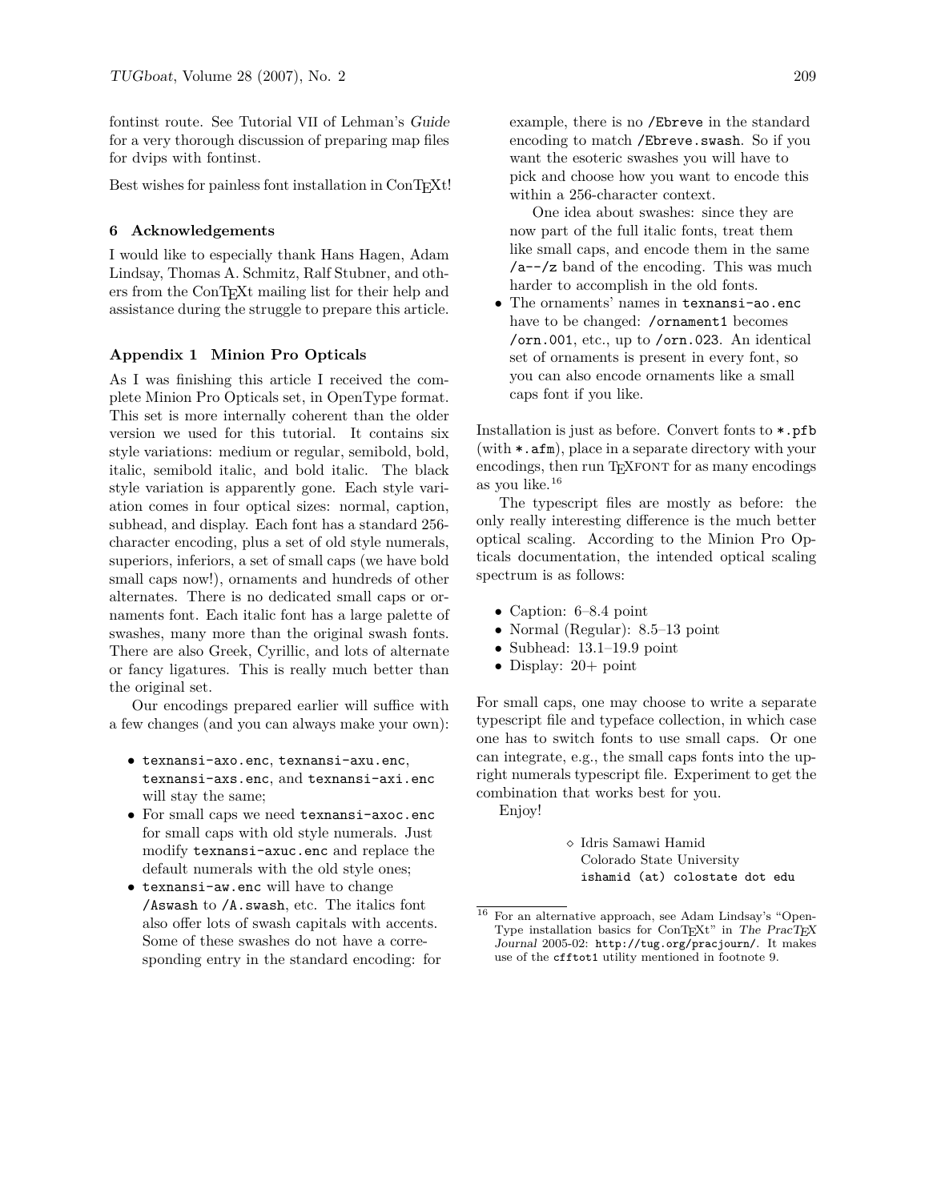fontinst route. See Tutorial VII of Lehman's *Guide* for a very thorough discussion of preparing map files for dvips with fontinst.

Best wishes for painless font installation in ConTEXt!

## 6 Acknowledgements

I would like to especially thank Hans Hagen, Adam Lindsay, Thomas A. Schmitz, Ralf Stubner, and others from the ConTEXt mailing list for their help and assistance during the struggle to prepare this article.

## Appendix 1 Minion Pro Opticals

As I was finishing this article I received the complete Minion Pro Opticals set, in OpenType format. This set is more internally coherent than the older version we used for this tutorial. It contains six style variations: medium or regular, semibold, bold, italic, semibold italic, and bold italic. The black style variation is apparently gone. Each style variation comes in four optical sizes: normal, caption, subhead, and display. Each font has a standard 256-character encoding, plus a set of old style numerals, superiors, inferiors, a set of small caps (we have bold small caps now!), ornaments and hundreds of other alternates. There is no dedicated small caps or ornaments font. Each italic font has a large palette of swashes, many more than the original swash fonts. There are also Greek, Cyrillic, and lots of alternate or fancy ligatures. This is really much better than the original set.

Our encodings prepared earlier will suffice with a few changes (and you can always make your own):

- `texnansi-axo.enc`, `texnansi-axu.enc`, `texnansi-axs.enc`, and `texnansi-axi.enc` will stay the same;
- For small caps we need `texnansi-axoc.enc` for small caps with old style numerals. Just modify `texnansi-axuc.enc` and replace the default numerals with the old style ones;
- `texnansi-aw.enc` will have to change `/Aswash` to `/A.swash`, etc. The italics font also offer lots of swash capitals with accents. Some of these swashes do not have a corresponding entry in the standard encoding: for example, there is no `/Ebreve` in the standard encoding to match `/Ebreve.swash`. So if you want the esoteric swashes you will have to pick and choose how you want to encode this within a 256-character context.

  One idea about swashes: since they are now part of the full italic fonts, treat them like small caps, and encode them in the same `/a--/z` band of the encoding. This was much harder to accomplish in the old fonts.
- The ornaments' names in `texnansi-ao.enc` have to be changed: `/ornament1` becomes `/orn.001`, etc., up to `/orn.023`. An identical set of ornaments is present in every font, so you can also encode ornaments like a small caps font if you like.

Installation is just as before. Convert fonts to `*.pfb` (with `*.afm`), place in a separate directory with your encodings, then run TEXFONT for as many encodings as you like.[16]

The typescript files are mostly as before: the only really interesting difference is the much better optical scaling. According to the Minion Pro Opticals documentation, the intended optical scaling spectrum is as follows:

- Caption: 6–8.4 point
- Normal (Regular): 8.5–13 point
- Subhead: 13.1–19.9 point
- Display: 20+ point

For small caps, one may choose to write a separate typescript file and typeface collection, in which case one has to switch fonts to use small caps. Or one can integrate, e.g., the small caps fonts into the upright numerals typescript file. Experiment to get the combination that works best for you.

Enjoy!

◇ Idris Samawi Hamid
Colorado State University
`ishamid (at) colostate dot edu`

[16] For an alternative approach, see Adam Lindsay's "OpenType installation basics for ConTEXt" in *The PracTEX Journal* 2005-02: `http://tug.org/pracjourn/`. It makes use of the `cfftot1` utility mentioned in footnote 9.